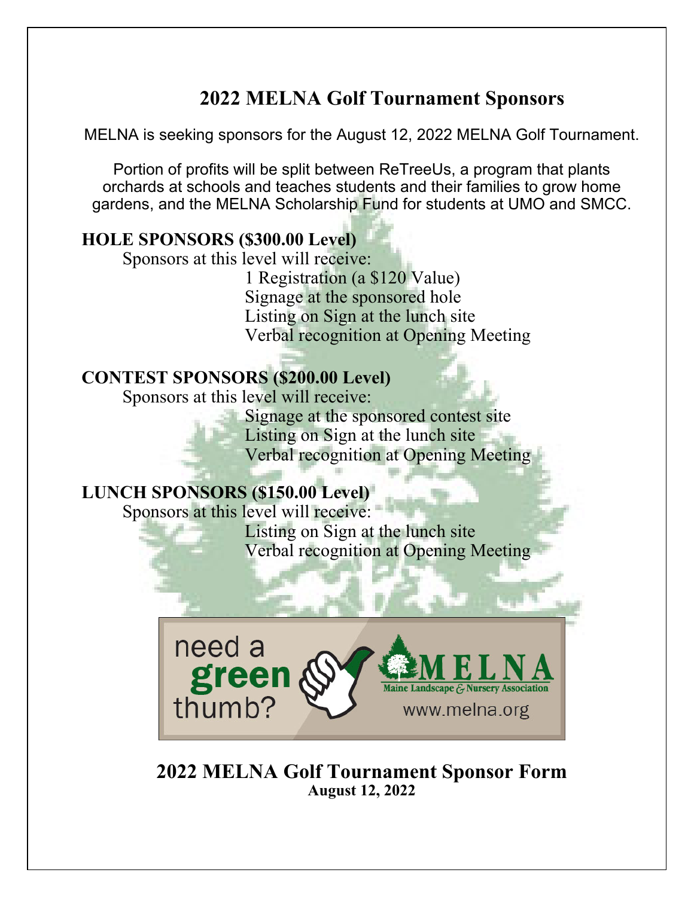# 2022 MELNA Golf Tournament Sponsors

MELNA is seeking sponsors for the August 12, 2022 MELNA Golf Tournament.

Portion of profits will be split between ReTreeUs, a program that plants orchards at schools and teaches students and their families to grow home gardens, and the MELNA Scholarship Fund for students at UMO and SMCC.

**HOLE SPONSORS ($300.00 Level)**

Sponsors at this level will receive:

- 1 Registration (a $120 Value)
- Signage at the sponsored hole
- Listing on Sign at the lunch site
- Verbal recognition at Opening Meeting

**CONTEST SPONSORS ($200.00 Level)**

Sponsors at this level will receive:

- Signage at the sponsored contest site
- Listing on Sign at the lunch site
- Verbal recognition at Opening Meeting

**LUNCH SPONSORS ($150.00 Level)**

Sponsors at this level will receive:

- Listing on Sign at the lunch site
- Verbal recognition at Opening Meeting

need a green thumb?

MELNA Maine Landscape & Nursery Association

www.melna.org

## 2022 MELNA Golf Tournament Sponsor Form

**August 12, 2022**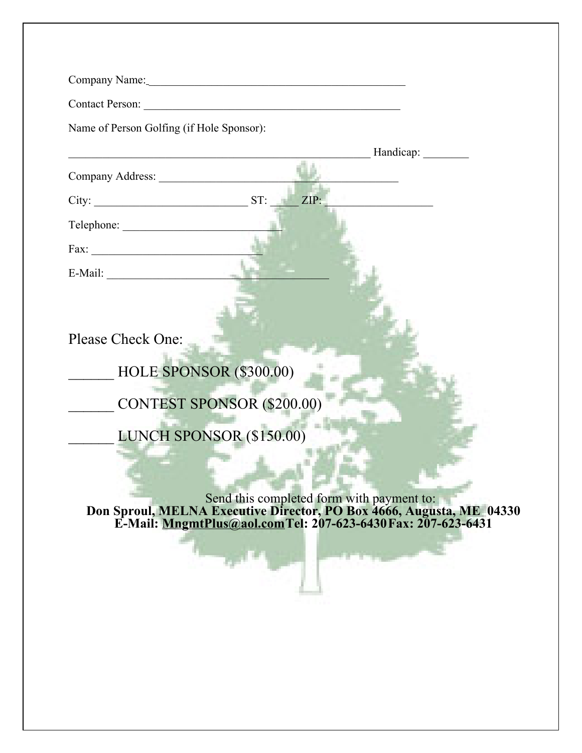Company Name: _______________________________________________

Contact Person: _______________________________________________

Name of Person Golfing (if Hole Sponsor):

_______________________________________________________ Handicap: ________

Company Address: ___________________________________________

City: ___________________________ ST: _____ ZIP: ___________________

Telephone: ___________________________

Fax: ______________________________

E-Mail: ________________________________________

Please Check One:

______ HOLE SPONSOR ($300.00)

______ CONTEST SPONSOR ($200.00)

______ LUNCH SPONSOR ($150.00)

Send this completed form with payment to:

**Don Sproul, MELNA Executive Director, PO Box 4666, Augusta, ME 04330**

**E-Mail: MngmtPlus@aol.com Tel: 207-623-6430 Fax: 207-623-6431**